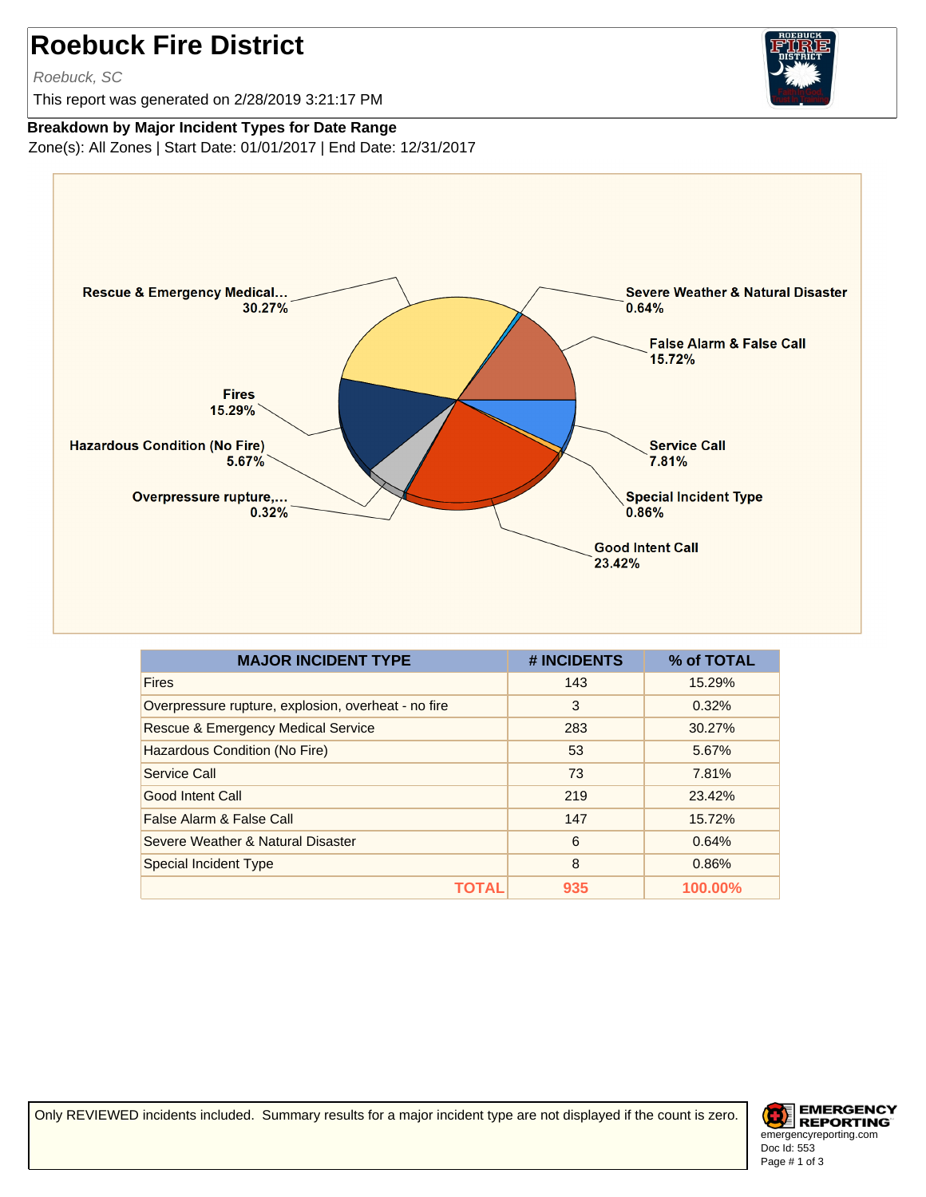# Roebuck Fire District

*Roebuck, SC*

This report was generated on 2/28/2019 3:21:17 PM

**Breakdown by Major Incident Types for Date Range**

Zone(s): All Zones | Start Date: 01/01/2017 | End Date: 12/31/2017

| MAJOR INCIDENT TYPE | # INCIDENTS | % of TOTAL |
|---|---|---|
| Fires | 143 | 15.29% |
| Overpressure rupture, explosion, overheat - no fire | 3 | 0.32% |
| Rescue & Emergency Medical Service | 283 | 30.27% |
| Hazardous Condition (No Fire) | 53 | 5.67% |
| Service Call | 73 | 7.81% |
| Good Intent Call | 219 | 23.42% |
| False Alarm & False Call | 147 | 15.72% |
| Severe Weather & Natural Disaster | 6 | 0.64% |
| Special Incident Type | 8 | 0.86% |
| **TOTAL** | **935** | **100.00%** |

Only REVIEWED incidents included. Summary results for a major incident type are not displayed if the count is zero.

EMERGENCY REPORTING
emergencyreporting.com
Doc Id: 553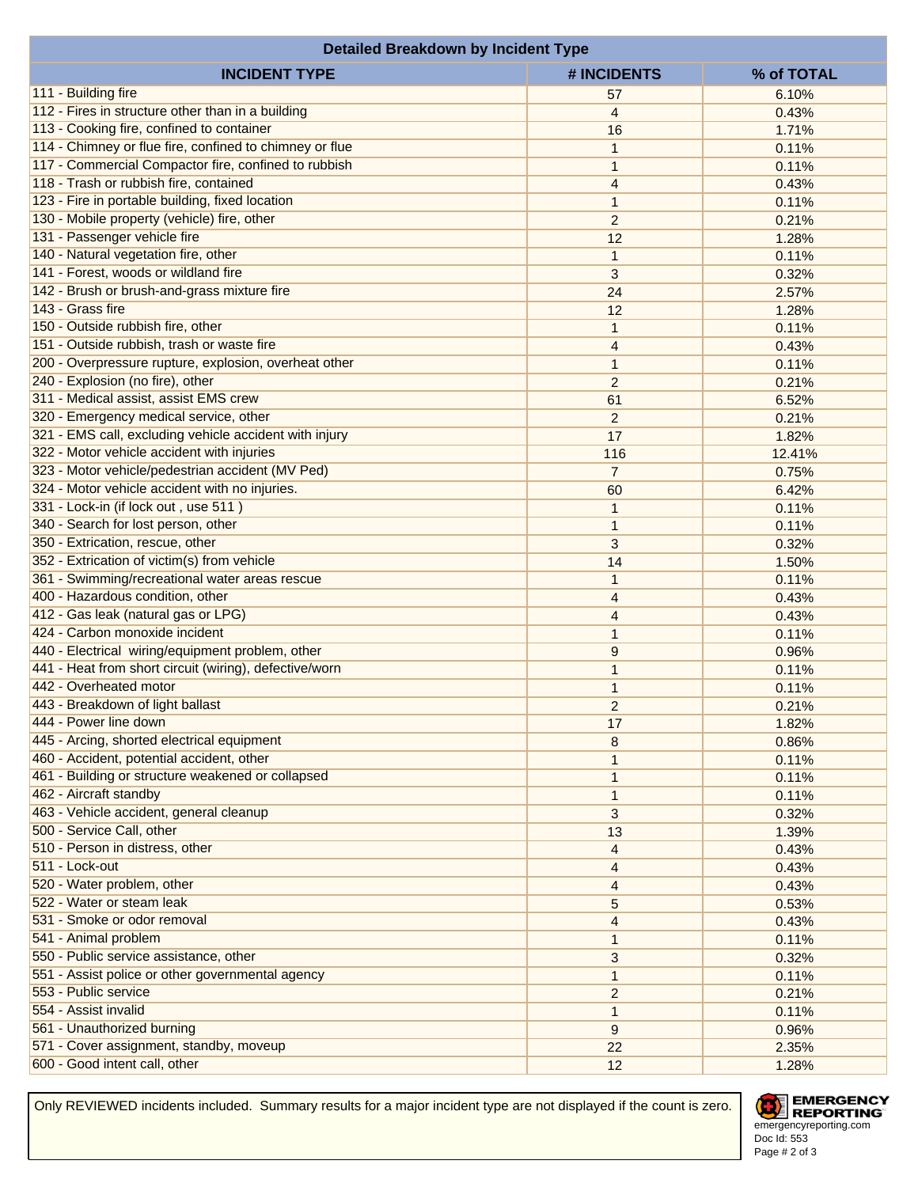## Detailed Breakdown by Incident Type

| INCIDENT TYPE | # INCIDENTS | % of TOTAL |
|---|---|---|
| 111 - Building fire | 57 | 6.10% |
| 112 - Fires in structure other than in a building | 4 | 0.43% |
| 113 - Cooking fire, confined to container | 16 | 1.71% |
| 114 - Chimney or flue fire, confined to chimney or flue | 1 | 0.11% |
| 117 - Commercial Compactor fire, confined to rubbish | 1 | 0.11% |
| 118 - Trash or rubbish fire, contained | 4 | 0.43% |
| 123 - Fire in portable building, fixed location | 1 | 0.11% |
| 130 - Mobile property (vehicle) fire, other | 2 | 0.21% |
| 131 - Passenger vehicle fire | 12 | 1.28% |
| 140 - Natural vegetation fire, other | 1 | 0.11% |
| 141 - Forest, woods or wildland fire | 3 | 0.32% |
| 142 - Brush or brush-and-grass mixture fire | 24 | 2.57% |
| 143 - Grass fire | 12 | 1.28% |
| 150 - Outside rubbish fire, other | 1 | 0.11% |
| 151 - Outside rubbish, trash or waste fire | 4 | 0.43% |
| 200 - Overpressure rupture, explosion, overheat other | 1 | 0.11% |
| 240 - Explosion (no fire), other | 2 | 0.21% |
| 311 - Medical assist, assist EMS crew | 61 | 6.52% |
| 320 - Emergency medical service, other | 2 | 0.21% |
| 321 - EMS call, excluding vehicle accident with injury | 17 | 1.82% |
| 322 - Motor vehicle accident with injuries | 116 | 12.41% |
| 323 - Motor vehicle/pedestrian accident (MV Ped) | 7 | 0.75% |
| 324 - Motor vehicle accident with no injuries. | 60 | 6.42% |
| 331 - Lock-in (if lock out , use 511 ) | 1 | 0.11% |
| 340 - Search for lost person, other | 1 | 0.11% |
| 350 - Extrication, rescue, other | 3 | 0.32% |
| 352 - Extrication of victim(s) from vehicle | 14 | 1.50% |
| 361 - Swimming/recreational water areas rescue | 1 | 0.11% |
| 400 - Hazardous condition, other | 4 | 0.43% |
| 412 - Gas leak (natural gas or LPG) | 4 | 0.43% |
| 424 - Carbon monoxide incident | 1 | 0.11% |
| 440 - Electrical wiring/equipment problem, other | 9 | 0.96% |
| 441 - Heat from short circuit (wiring), defective/worn | 1 | 0.11% |
| 442 - Overheated motor | 1 | 0.11% |
| 443 - Breakdown of light ballast | 2 | 0.21% |
| 444 - Power line down | 17 | 1.82% |
| 445 - Arcing, shorted electrical equipment | 8 | 0.86% |
| 460 - Accident, potential accident, other | 1 | 0.11% |
| 461 - Building or structure weakened or collapsed | 1 | 0.11% |
| 462 - Aircraft standby | 1 | 0.11% |
| 463 - Vehicle accident, general cleanup | 3 | 0.32% |
| 500 - Service Call, other | 13 | 1.39% |
| 510 - Person in distress, other | 4 | 0.43% |
| 511 - Lock-out | 4 | 0.43% |
| 520 - Water problem, other | 4 | 0.43% |
| 522 - Water or steam leak | 5 | 0.53% |
| 531 - Smoke or odor removal | 4 | 0.43% |
| 541 - Animal problem | 1 | 0.11% |
| 550 - Public service assistance, other | 3 | 0.32% |
| 551 - Assist police or other governmental agency | 1 | 0.11% |
| 553 - Public service | 2 | 0.21% |
| 554 - Assist invalid | 1 | 0.11% |
| 561 - Unauthorized burning | 9 | 0.96% |
| 571 - Cover assignment, standby, moveup | 22 | 2.35% |
| 600 - Good intent call, other | 12 | 1.28% |

Only REVIEWED incidents included. Summary results for a major incident type are not displayed if the count is zero.

EMERGENCY REPORTING
emergencyreporting.com
Doc Id: 553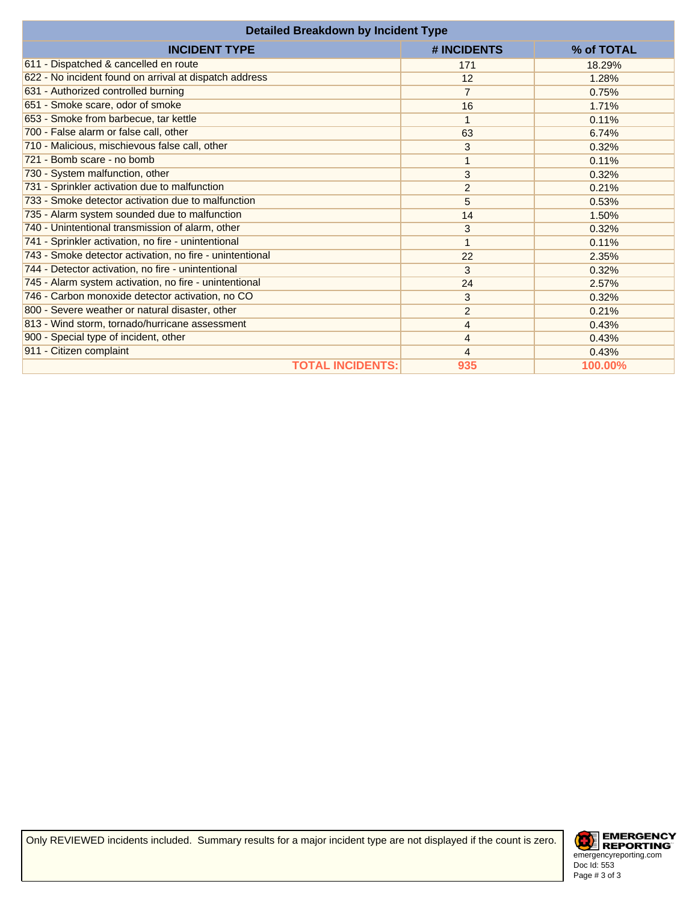| Detailed Breakdown by Incident Type | | |
|---|---|---|
| **INCIDENT TYPE** | **# INCIDENTS** | **% of TOTAL** |
| 611 - Dispatched & cancelled en route | 171 | 18.29% |
| 622 - No incident found on arrival at dispatch address | 12 | 1.28% |
| 631 - Authorized controlled burning | 7 | 0.75% |
| 651 - Smoke scare, odor of smoke | 16 | 1.71% |
| 653 - Smoke from barbecue, tar kettle | 1 | 0.11% |
| 700 - False alarm or false call, other | 63 | 6.74% |
| 710 - Malicious, mischievous false call, other | 3 | 0.32% |
| 721 - Bomb scare - no bomb | 1 | 0.11% |
| 730 - System malfunction, other | 3 | 0.32% |
| 731 - Sprinkler activation due to malfunction | 2 | 0.21% |
| 733 - Smoke detector activation due to malfunction | 5 | 0.53% |
| 735 - Alarm system sounded due to malfunction | 14 | 1.50% |
| 740 - Unintentional transmission of alarm, other | 3 | 0.32% |
| 741 - Sprinkler activation, no fire - unintentional | 1 | 0.11% |
| 743 - Smoke detector activation, no fire - unintentional | 22 | 2.35% |
| 744 - Detector activation, no fire - unintentional | 3 | 0.32% |
| 745 - Alarm system activation, no fire - unintentional | 24 | 2.57% |
| 746 - Carbon monoxide detector activation, no CO | 3 | 0.32% |
| 800 - Severe weather or natural disaster, other | 2 | 0.21% |
| 813 - Wind storm, tornado/hurricane assessment | 4 | 0.43% |
| 900 - Special type of incident, other | 4 | 0.43% |
| 911 - Citizen complaint | 4 | 0.43% |
| **TOTAL INCIDENTS:** | **935** | **100.00%** |

Only REVIEWED incidents included. Summary results for a major incident type are not displayed if the count is zero.

EMERGENCY REPORTING
emergencyreporting.com
Doc Id: 553